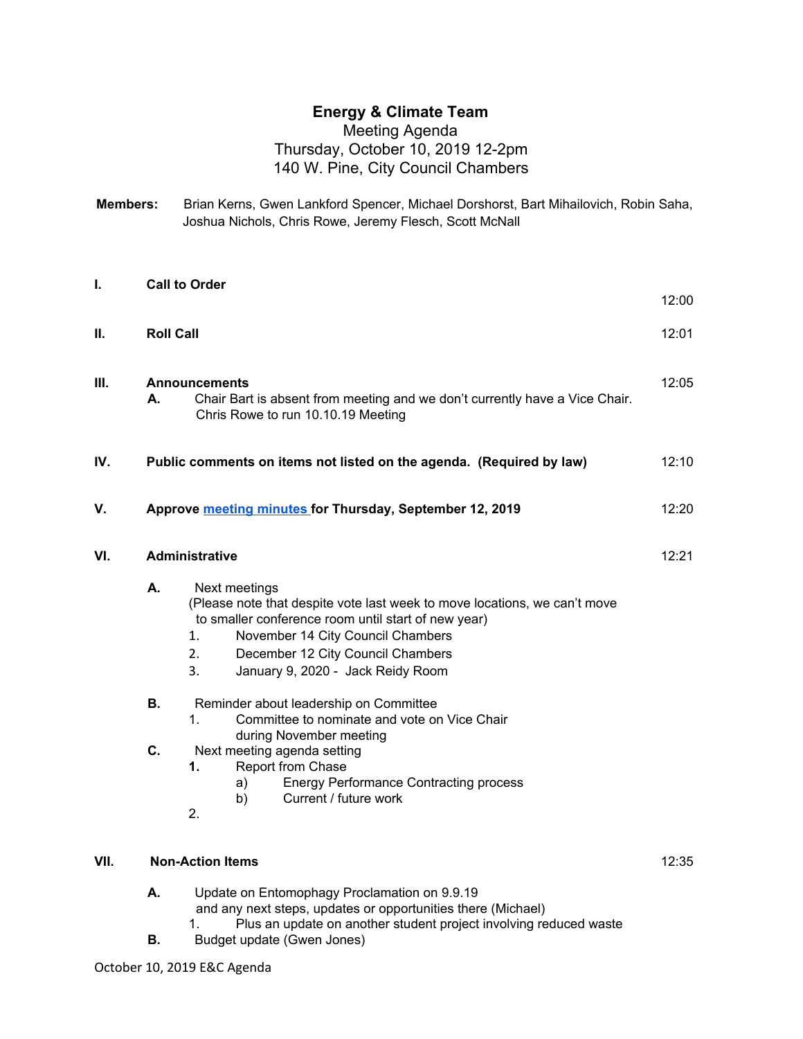# Energy & Climate Team

Meeting Agenda

Thursday, October 10, 2019 12-2pm

140 W. Pine, City Council Chambers

**Members:** Brian Kerns, Gwen Lankford Spencer, Michael Dorshorst, Bart Mihailovich, Robin Saha, Joshua Nichols, Chris Rowe, Jeremy Flesch, Scott McNall

**I. Call to Order** — 12:00

**II. Roll Call** — 12:01

**III. Announcements** — 12:05

- **A.** Chair Bart is absent from meeting and we don't currently have a Vice Chair. Chris Rowe to run 10.10.19 Meeting

**IV. Public comments on items not listed on the agenda. (Required by law)** — 12:10

**V. Approve meeting minutes for Thursday, September 12, 2019** — 12:20

**VI. Administrative** — 12:21

- **A.** Next meetings
  (Please note that despite vote last week to move locations, we can't move to smaller conference room until start of new year)
  1. November 14 City Council Chambers
  2. December 12 City Council Chambers
  3. January 9, 2020 - Jack Reidy Room
- **B.** Reminder about leadership on Committee
  1. Committee to nominate and vote on Vice Chair during November meeting
- **C.** Next meeting agenda setting
  1. Report from Chase
     - a) Energy Performance Contracting process
     - b) Current / future work
  2.

**VII. Non-Action Items** — 12:35

- **A.** Update on Entomophagy Proclamation on 9.9.19 and any next steps, updates or opportunities there (Michael)
  1. Plus an update on another student project involving reduced waste
- **B.** Budget update (Gwen Jones)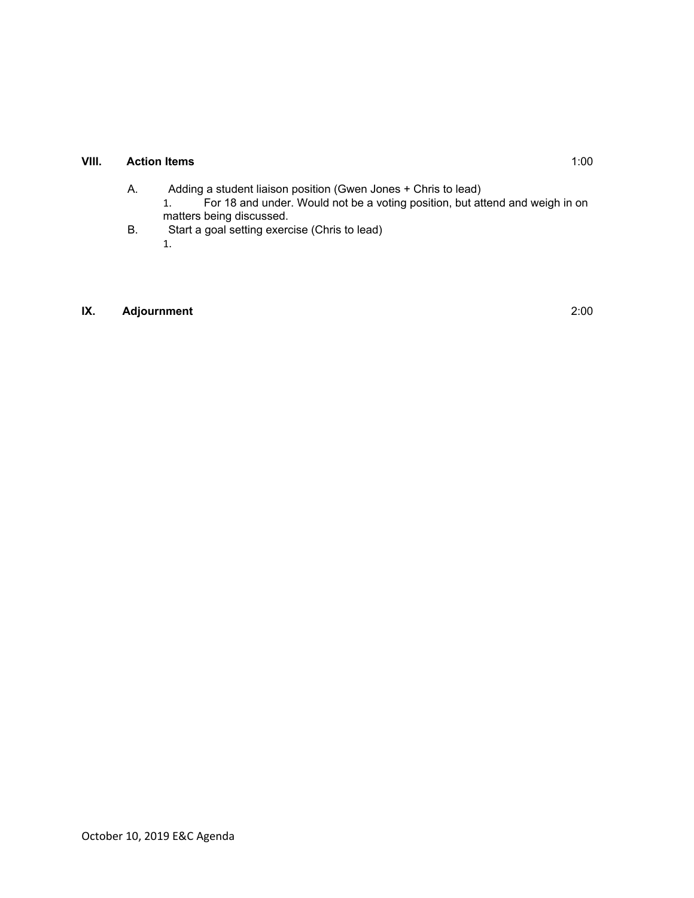## VIII. Action Items 1:00

A. Adding a student liaison position (Gwen Jones + Chris to lead)
   1. For 18 and under. Would not be a voting position, but attend and weigh in on matters being discussed.

B. Start a goal setting exercise (Chris to lead)
   1.

## IX. Adjournment 2:00